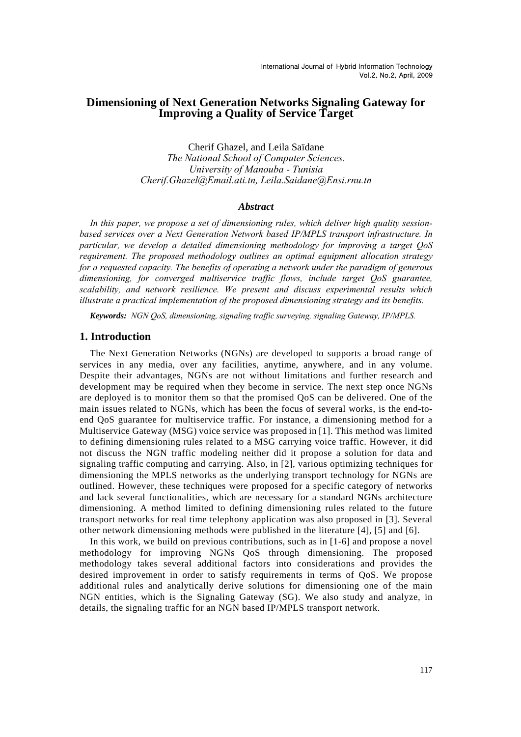# Dimensioning of Next Generation Networks Signaling Gateway for Improving a Quality of Service Target

Cherif Ghazel, and Leila Saïdane
*The National School of Computer Sciences.*
*University of Manouba - Tunisia*
*Cherif.Ghazel@Email.ati.tn, Leila.Saidane@Ensi.rnu.tn*

### *Abstract*

*In this paper, we propose a set of dimensioning rules, which deliver high quality session-based services over a Next Generation Network based IP/MPLS transport infrastructure. In particular, we develop a detailed dimensioning methodology for improving a target QoS requirement. The proposed methodology outlines an optimal equipment allocation strategy for a requested capacity. The benefits of operating a network under the paradigm of generous dimensioning, for converged multiservice traffic flows, include target QoS guarantee, scalability, and network resilience. We present and discuss experimental results which illustrate a practical implementation of the proposed dimensioning strategy and its benefits.*

***Keywords:*** *NGN QoS, dimensioning, signaling traffic surveying, signaling Gateway, IP/MPLS.*

## 1. Introduction

The Next Generation Networks (NGNs) are developed to supports a broad range of services in any media, over any facilities, anytime, anywhere, and in any volume. Despite their advantages, NGNs are not without limitations and further research and development may be required when they become in service. The next step once NGNs are deployed is to monitor them so that the promised QoS can be delivered. One of the main issues related to NGNs, which has been the focus of several works, is the end-to-end QoS guarantee for multiservice traffic. For instance, a dimensioning method for a Multiservice Gateway (MSG) voice service was proposed in [1]. This method was limited to defining dimensioning rules related to a MSG carrying voice traffic. However, it did not discuss the NGN traffic modeling neither did it propose a solution for data and signaling traffic computing and carrying. Also, in [2], various optimizing techniques for dimensioning the MPLS networks as the underlying transport technology for NGNs are outlined. However, these techniques were proposed for a specific category of networks and lack several functionalities, which are necessary for a standard NGNs architecture dimensioning. A method limited to defining dimensioning rules related to the future transport networks for real time telephony application was also proposed in [3]. Several other network dimensioning methods were published in the literature [4], [5] and [6].

In this work, we build on previous contributions, such as in [1-6] and propose a novel methodology for improving NGNs QoS through dimensioning. The proposed methodology takes several additional factors into considerations and provides the desired improvement in order to satisfy requirements in terms of QoS. We propose additional rules and analytically derive solutions for dimensioning one of the main NGN entities, which is the Signaling Gateway (SG). We also study and analyze, in details, the signaling traffic for an NGN based IP/MPLS transport network.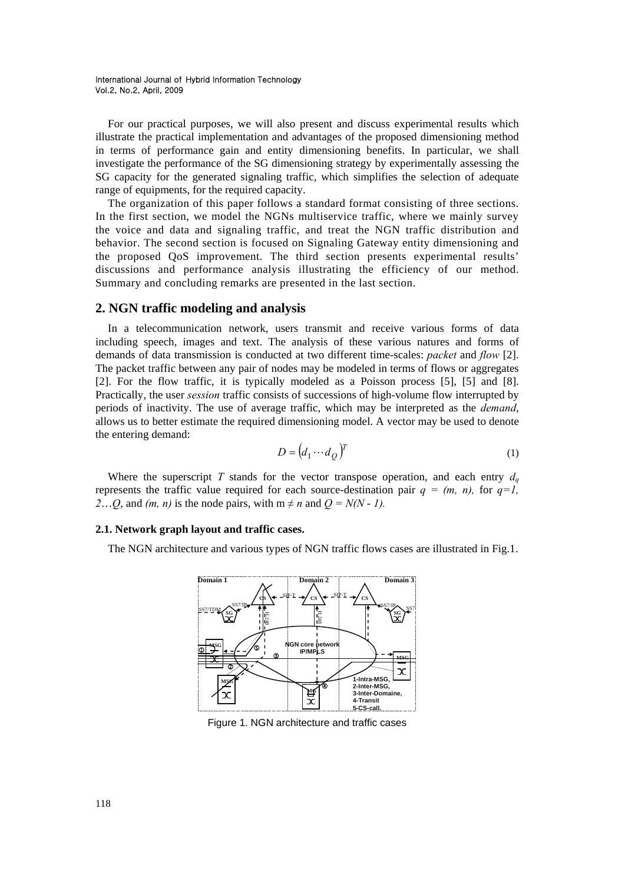For our practical purposes, we will also present and discuss experimental results which illustrate the practical implementation and advantages of the proposed dimensioning method in terms of performance gain and entity dimensioning benefits. In particular, we shall investigate the performance of the SG dimensioning strategy by experimentally assessing the SG capacity for the generated signaling traffic, which simplifies the selection of adequate range of equipments, for the required capacity.

The organization of this paper follows a standard format consisting of three sections. In the first section, we model the NGNs multiservice traffic, where we mainly survey the voice and data and signaling traffic, and treat the NGN traffic distribution and behavior. The second section is focused on Signaling Gateway entity dimensioning and the proposed QoS improvement. The third section presents experimental results' discussions and performance analysis illustrating the efficiency of our method. Summary and concluding remarks are presented in the last section.

## 2. NGN traffic modeling and analysis

In a telecommunication network, users transmit and receive various forms of data including speech, images and text. The analysis of these various natures and forms of demands of data transmission is conducted at two different time-scales: *packet* and *flow* [2]. The packet traffic between any pair of nodes may be modeled in terms of flows or aggregates [2]. For the flow traffic, it is typically modeled as a Poisson process [5], [5] and [8]. Practically, the user *session* traffic consists of successions of high-volume flow interrupted by periods of inactivity. The use of average traffic, which may be interpreted as the *demand*, allows us to better estimate the required dimensioning model. A vector may be used to denote the entering demand:

$$D = \left(d_1 \cdots d_Q\right)^T \tag{1}$$

Where the superscript $T$ stands for the vector transpose operation, and each entry $d_q$ represents the traffic value required for each source-destination pair $q = (m, n)$, for $q=1, 2 \ldots Q$, and $(m, n)$ is the node pairs, with $m \neq n$ and $Q = N(N - 1)$.

### 2.1. Network graph layout and traffic cases.

The NGN architecture and various types of NGN traffic flows cases are illustrated in Fig.1.

Figure 1. NGN architecture and traffic cases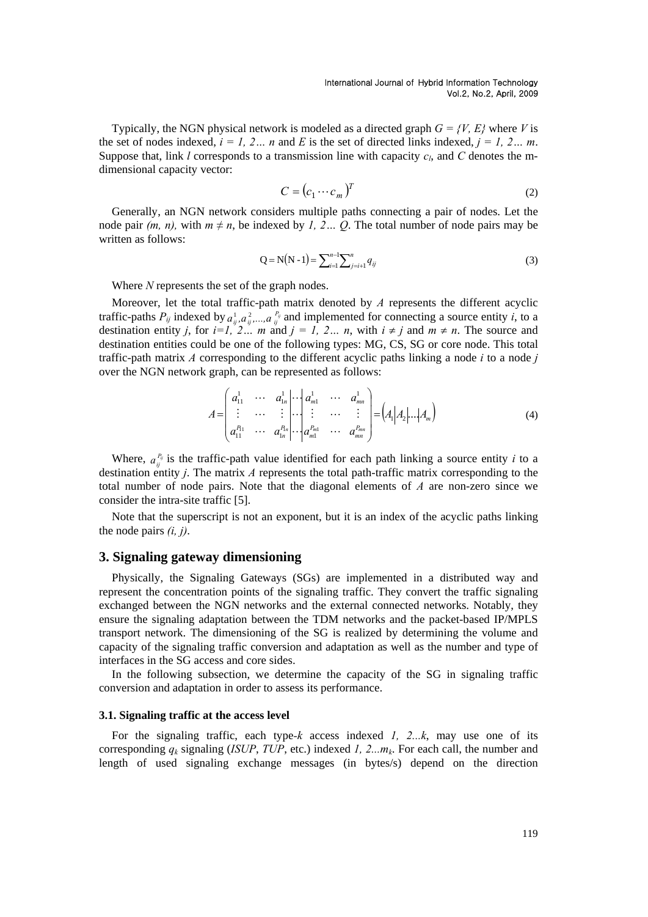Typically, the NGN physical network is modeled as a directed graph $G = \{V, E\}$ where $V$ is the set of nodes indexed, $i = 1, 2\ldots n$ and $E$ is the set of directed links indexed, $j = 1, 2\ldots m$. Suppose that, link $l$ corresponds to a transmission line with capacity $c_l$, and $C$ denotes the m-dimensional capacity vector:

$$C = \left(c_1 \cdots c_m\right)^T \tag{2}$$

Generally, an NGN network considers multiple paths connecting a pair of nodes. Let the node pair $(m, n)$, with $m \neq n$, be indexed by $1, 2\ldots Q$. The total number of node pairs may be written as follows:

$$\mathrm{Q} = \mathrm{N}(\mathrm{N}-1) = \sum_{i=1}^{n-1}\sum_{j=i+1}^{n} q_{ij} \tag{3}$$

Where $N$ represents the set of the graph nodes.

Moreover, let the total traffic-path matrix denoted by $A$ represents the different acyclic traffic-paths $P_{ij}$ indexed by $a_{ij}^1, a_{ij}^2, \ldots, a_{ij}^{P_{ij}}$ and implemented for connecting a source entity $i$, to a destination entity $j$, for $i=1, 2\ldots m$ and $j = 1, 2\ldots n$, with $i \neq j$ and $m \neq n$. The source and destination entities could be one of the following types: MG, CS, SG or core node. This total traffic-path matrix $A$ corresponding to the different acyclic paths linking a node $i$ to a node $j$ over the NGN network graph, can be represented as follows:

$$A = \left(\begin{array}{ccc|c|ccc} a_{11}^1 & \cdots & a_{1n}^1 & \cdots & a_{m1}^1 & \cdots & a_{mn}^1 \\ \vdots & \cdots & \vdots & \cdots & \vdots & \cdots & \vdots \\ a_{11}^{P_{11}} & \cdots & a_{1n}^{P_{1n}} & \cdots & a_{m1}^{P_{m1}} & \cdots & a_{mn}^{P_{mn}} \end{array}\right) = \left(A_1 \middle| A_2 \middle| \ldots \middle| A_m\right) \tag{4}$$

Where, $a_{ij}^{P_{ij}}$ is the traffic-path value identified for each path linking a source entity $i$ to a destination entity $j$. The matrix $A$ represents the total path-traffic matrix corresponding to the total number of node pairs. Note that the diagonal elements of $A$ are non-zero since we consider the intra-site traffic [5].

Note that the superscript is not an exponent, but it is an index of the acyclic paths linking the node pairs $(i, j)$.

## 3. Signaling gateway dimensioning

Physically, the Signaling Gateways (SGs) are implemented in a distributed way and represent the concentration points of the signaling traffic. They convert the traffic signaling exchanged between the NGN networks and the external connected networks. Notably, they ensure the signaling adaptation between the TDM networks and the packet-based IP/MPLS transport network. The dimensioning of the SG is realized by determining the volume and capacity of the signaling traffic conversion and adaptation as well as the number and type of interfaces in the SG access and core sides.

In the following subsection, we determine the capacity of the SG in signaling traffic conversion and adaptation in order to assess its performance.

### 3.1. Signaling traffic at the access level

For the signaling traffic, each type-$k$ access indexed $1, 2\ldots k$, may use one of its corresponding $q_k$ signaling (*ISUP*, *TUP*, etc.) indexed $1, 2\ldots m_k$. For each call, the number and length of used signaling exchange messages (in bytes/s) depend on the direction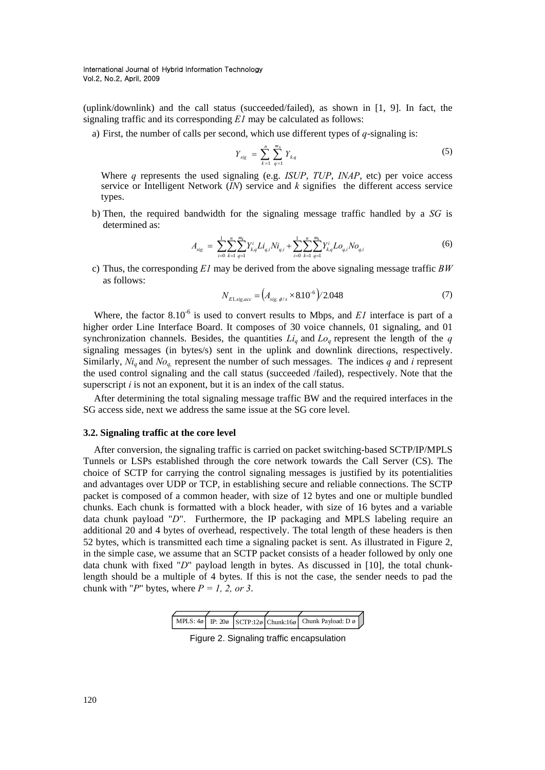(uplink/downlink) and the call status (succeeded/failed), as shown in [1, 9]. In fact, the signaling traffic and its corresponding *E1* may be calculated as follows:

a) First, the number of calls per second, which use different types of *q*-signaling is:

$$Y_{sig} = \sum_{k=1}^{n} \sum_{q=1}^{m_k} Y_{k,q} \tag{5}$$

Where *q* represents the used signaling (e.g. *ISUP*, *TUP*, *INAP*, etc) per voice access service or Intelligent Network (*IN*) service and *k* signifies the different access service types.

b) Then, the required bandwidth for the signaling message traffic handled by a *SG* is determined as:

$$A_{sig} = \sum_{i=0}^{1}\sum_{k=1}^{n}\sum_{q=1}^{m_k} Y_{k,q}^{i} Li_{q,i} Ni_{q,i} + \sum_{i=0}^{1}\sum_{k=1}^{n}\sum_{q=1}^{m_k} Y_{k,q}^{i} Lo_{q,i} No_{q,i} \tag{6}$$

c) Thus, the corresponding *E1* may be derived from the above signaling message traffic *BW* as follows:

$$N_{E1,sig,acc} = \left(A_{sig,\, \phi/s} \times 8.10^{-6}\right) / 2.048 \tag{7}$$

Where, the factor $8.10^{-6}$ is used to convert results to Mbps, and *E1* interface is part of a higher order Line Interface Board. It composes of 30 voice channels, 01 signaling, and 01 synchronization channels. Besides, the quantities $Li_q$ and $Lo_q$ represent the length of the *q* signaling messages (in bytes/s) sent in the uplink and downlink directions, respectively. Similarly, $Ni_q$ and $No_q$ represent the number of such messages. The indices *q* and *i* represent the used control signaling and the call status (succeeded /failed), respectively. Note that the superscript *i* is not an exponent, but it is an index of the call status.

After determining the total signaling message traffic BW and the required interfaces in the SG access side, next we address the same issue at the SG core level.

### 3.2. Signaling traffic at the core level

After conversion, the signaling traffic is carried on packet switching-based SCTP/IP/MPLS Tunnels or LSPs established through the core network towards the Call Server (CS). The choice of SCTP for carrying the control signaling messages is justified by its potentialities and advantages over UDP or TCP, in establishing secure and reliable connections. The SCTP packet is composed of a common header, with size of 12 bytes and one or multiple bundled chunks. Each chunk is formatted with a block header, with size of 16 bytes and a variable data chunk payload "*D*". Furthermore, the IP packaging and MPLS labeling require an additional 20 and 4 bytes of overhead, respectively. The total length of these headers is then 52 bytes, which is transmitted each time a signaling packet is sent. As illustrated in Figure 2, in the simple case, we assume that an SCTP packet consists of a header followed by only one data chunk with fixed "*D*" payload length in bytes. As discussed in [10], the total chunk-length should be a multiple of 4 bytes. If this is not the case, the sender needs to pad the chunk with "*P*" bytes, where *P = 1, 2, or 3*.

| MPLS: 4ø | IP: 20ø | SCTP:12ø | Chunk:16ø | Chunk Payload: D ø |
|---|---|---|---|---|

Figure 2. Signaling traffic encapsulation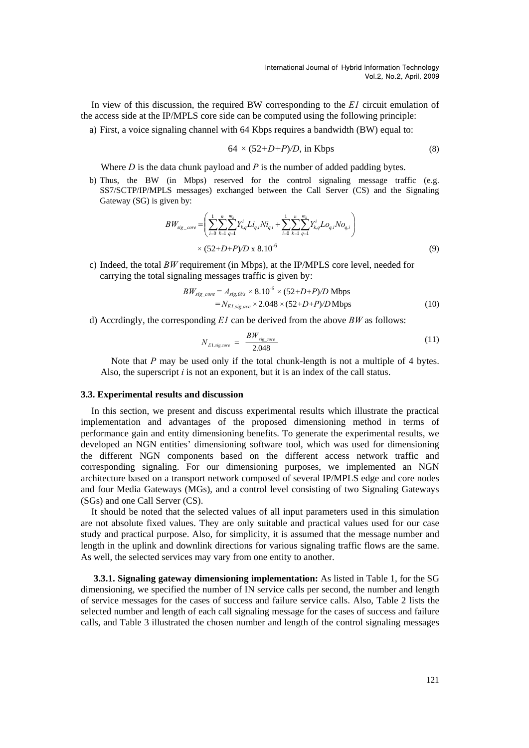In view of this discussion, the required BW corresponding to the *E1* circuit emulation of the access side at the IP/MPLS core side can be computed using the following principle:

a) First, a voice signaling channel with 64 Kbps requires a bandwidth (BW) equal to:

$$64 \times (52+D+P)/D, \text{ in Kbps} \tag{8}$$

Where $D$ is the data chunk payload and $P$ is the number of added padding bytes.

b) Thus, the BW (in Mbps) reserved for the control signaling message traffic (e.g. SS7/SCTP/IP/MPLS messages) exchanged between the Call Server (CS) and the Signaling Gateway (SG) is given by:

$$BW_{sig\_core} = \left( \sum_{i=0}^{1} \sum_{k=1}^{n} \sum_{q=1}^{m_k} Y_{k,q}^{i} Li_{q,i} Ni_{q,i} + \sum_{i=0}^{1} \sum_{k=1}^{n} \sum_{q=1}^{m_k} Y_{k,q}^{i} Lo_{q,i} No_{q,i} \right) \times (52+D+P)/D \text{ x } 8.10^{-6} \tag{9}$$

c) Indeed, the total *BW* requirement (in Mbps), at the IP/MPLS core level, needed for carrying the total signaling messages traffic is given by:

$$\begin{aligned} BW_{sig\_core} &= A_{sig,Ø/s} \times 8.10^{-6} \times (52+D+P)/D \text{ Mbps} \\ &= N_{E1,sig,acc} \times 2.048 \times (52+D+P)/D \text{ Mbps} \end{aligned} \tag{10}$$

d) Accrdingly, the corresponding *E1* can be derived from the above *BW* as follows:

$$N_{E1,sig,core} = \frac{BW_{sig\_core}}{2.048} \tag{11}$$

Note that $P$ may be used only if the total chunk-length is not a multiple of 4 bytes. Also, the superscript $i$ is not an exponent, but it is an index of the call status.

### 3.3. Experimental results and discussion

In this section, we present and discuss experimental results which illustrate the practical implementation and advantages of the proposed dimensioning method in terms of performance gain and entity dimensioning benefits. To generate the experimental results, we developed an NGN entities' dimensioning software tool, which was used for dimensioning the different NGN components based on the different access network traffic and corresponding signaling. For our dimensioning purposes, we implemented an NGN architecture based on a transport network composed of several IP/MPLS edge and core nodes and four Media Gateways (MGs), and a control level consisting of two Signaling Gateways (SGs) and one Call Server (CS).

It should be noted that the selected values of all input parameters used in this simulation are not absolute fixed values. They are only suitable and practical values used for our case study and practical purpose. Also, for simplicity, it is assumed that the message number and length in the uplink and downlink directions for various signaling traffic flows are the same. As well, the selected services may vary from one entity to another.

**3.3.1. Signaling gateway dimensioning implementation:** As listed in Table 1, for the SG dimensioning, we specified the number of IN service calls per second, the number and length of service messages for the cases of success and failure service calls. Also, Table 2 lists the selected number and length of each call signaling message for the cases of success and failure calls, and Table 3 illustrated the chosen number and length of the control signaling messages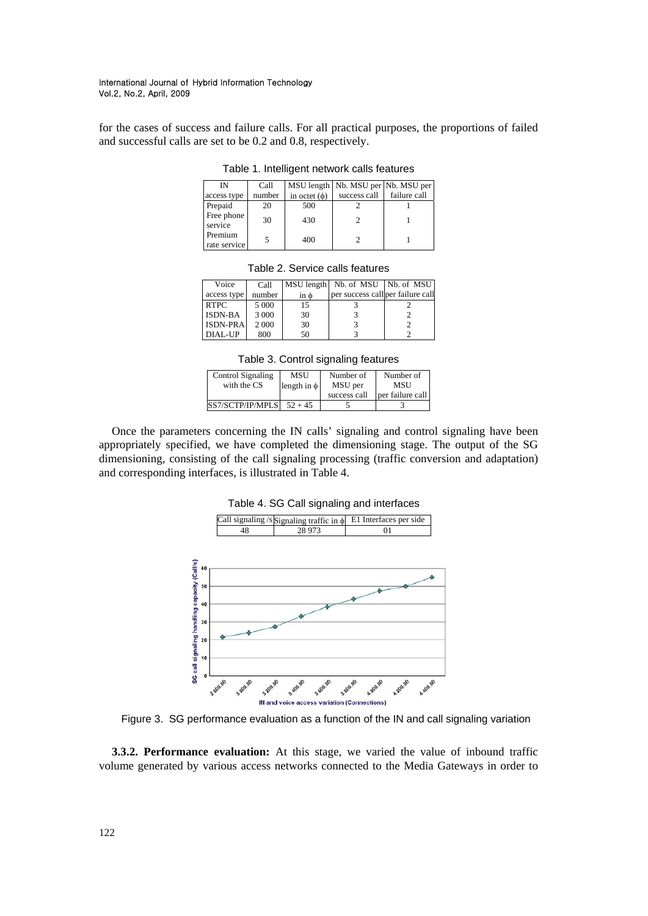for the cases of success and failure calls. For all practical purposes, the proportions of failed and successful calls are set to be 0.2 and 0.8, respectively.

Table 1. Intelligent network calls features

| IN access type | Call number | MSU length in octet (ϕ) | Nb. MSU per success call | Nb. MSU per failure call |
|---|---|---|---|---|
| Prepaid | 20 | 500 | 2 | 1 |
| Free phone service | 30 | 430 | 2 | 1 |
| Premium rate service | 5 | 400 | 2 | 1 |

Table 2. Service calls features

| Voice access type | Call number | MSU length in ϕ | Nb. of MSU per success call | Nb. of MSU per failure call |
|---|---|---|---|---|
| RTPC | 5 000 | 15 | 3 | 2 |
| ISDN-BA | 3 000 | 30 | 3 | 2 |
| ISDN-PRA | 2 000 | 30 | 3 | 2 |
| DIAL-UP | 800 | 50 | 3 | 2 |

Table 3. Control signaling features

| Control Signaling with the CS | MSU length in ϕ | Number of MSU per success call | Number of MSU per failure call |
|---|---|---|---|
| SS7/SCTP/IP/MPLS | 52 + 45 | 5 | 3 |

Once the parameters concerning the IN calls' signaling and control signaling have been appropriately specified, we have completed the dimensioning stage. The output of the SG dimensioning, consisting of the call signaling processing (traffic conversion and adaptation) and corresponding interfaces, is illustrated in Table 4.

Table 4. SG Call signaling and interfaces

| Call signaling /s | Signaling traffic in ϕ | E1 Interfaces per side |
|---|---|---|
| 48 | 28 973 | 01 |

Figure 3. SG performance evaluation as a function of the IN and call signaling variation

**3.3.2. Performance evaluation:** At this stage, we varied the value of inbound traffic volume generated by various access networks connected to the Media Gateways in order to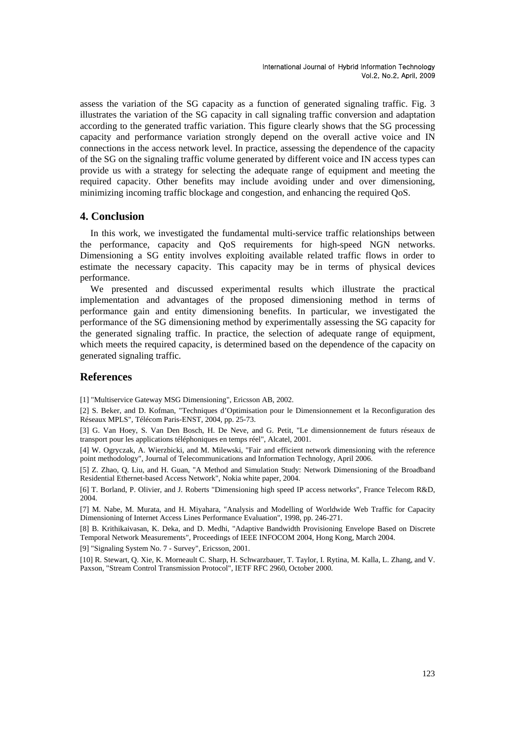assess the variation of the SG capacity as a function of generated signaling traffic. Fig. 3 illustrates the variation of the SG capacity in call signaling traffic conversion and adaptation according to the generated traffic variation. This figure clearly shows that the SG processing capacity and performance variation strongly depend on the overall active voice and IN connections in the access network level. In practice, assessing the dependence of the capacity of the SG on the signaling traffic volume generated by different voice and IN access types can provide us with a strategy for selecting the adequate range of equipment and meeting the required capacity. Other benefits may include avoiding under and over dimensioning, minimizing incoming traffic blockage and congestion, and enhancing the required QoS.

## 4. Conclusion

In this work, we investigated the fundamental multi-service traffic relationships between the performance, capacity and QoS requirements for high-speed NGN networks. Dimensioning a SG entity involves exploiting available related traffic flows in order to estimate the necessary capacity. This capacity may be in terms of physical devices performance.

We presented and discussed experimental results which illustrate the practical implementation and advantages of the proposed dimensioning method in terms of performance gain and entity dimensioning benefits. In particular, we investigated the performance of the SG dimensioning method by experimentally assessing the SG capacity for the generated signaling traffic. In practice, the selection of adequate range of equipment, which meets the required capacity, is determined based on the dependence of the capacity on generated signaling traffic.

## References

[1] "Multiservice Gateway MSG Dimensioning", Ericsson AB, 2002.

[2] S. Beker, and D. Kofman, "Techniques d'Optimisation pour le Dimensionnement et la Reconfiguration des Réseaux MPLS", Télécom Paris-ENST, 2004, pp. 25-73.

[3] G. Van Hoey, S. Van Den Bosch, H. De Neve, and G. Petit, "Le dimensionnement de futurs réseaux de transport pour les applications téléphoniques en temps réel", Alcatel, 2001.

[4] W. Ogryczak, A. Wierzbicki, and M. Milewski, "Fair and efficient network dimensioning with the reference point methodology", Journal of Telecommunications and Information Technology, April 2006.

[5] Z. Zhao, Q. Liu, and H. Guan, "A Method and Simulation Study: Network Dimensioning of the Broadband Residential Ethernet-based Access Network", Nokia white paper, 2004.

[6] T. Borland, P. Olivier, and J. Roberts "Dimensioning high speed IP access networks", France Telecom R&D, 2004.

[7] M. Nabe, M. Murata, and H. Miyahara, "Analysis and Modelling of Worldwide Web Traffic for Capacity Dimensioning of Internet Access Lines Performance Evaluation", 1998, pp. 246-271.

[8] B. Krithikaivasan, K. Deka, and D. Medhi, "Adaptive Bandwidth Provisioning Envelope Based on Discrete Temporal Network Measurements", Proceedings of IEEE INFOCOM 2004, Hong Kong, March 2004.

[9] "Signaling System No. 7 - Survey", Ericsson, 2001.

[10] R. Stewart, Q. Xie, K. Morneault C. Sharp, H. Schwarzbauer, T. Taylor, I. Rytina, M. Kalla, L. Zhang, and V. Paxson, "Stream Control Transmission Protocol", IETF RFC 2960, October 2000.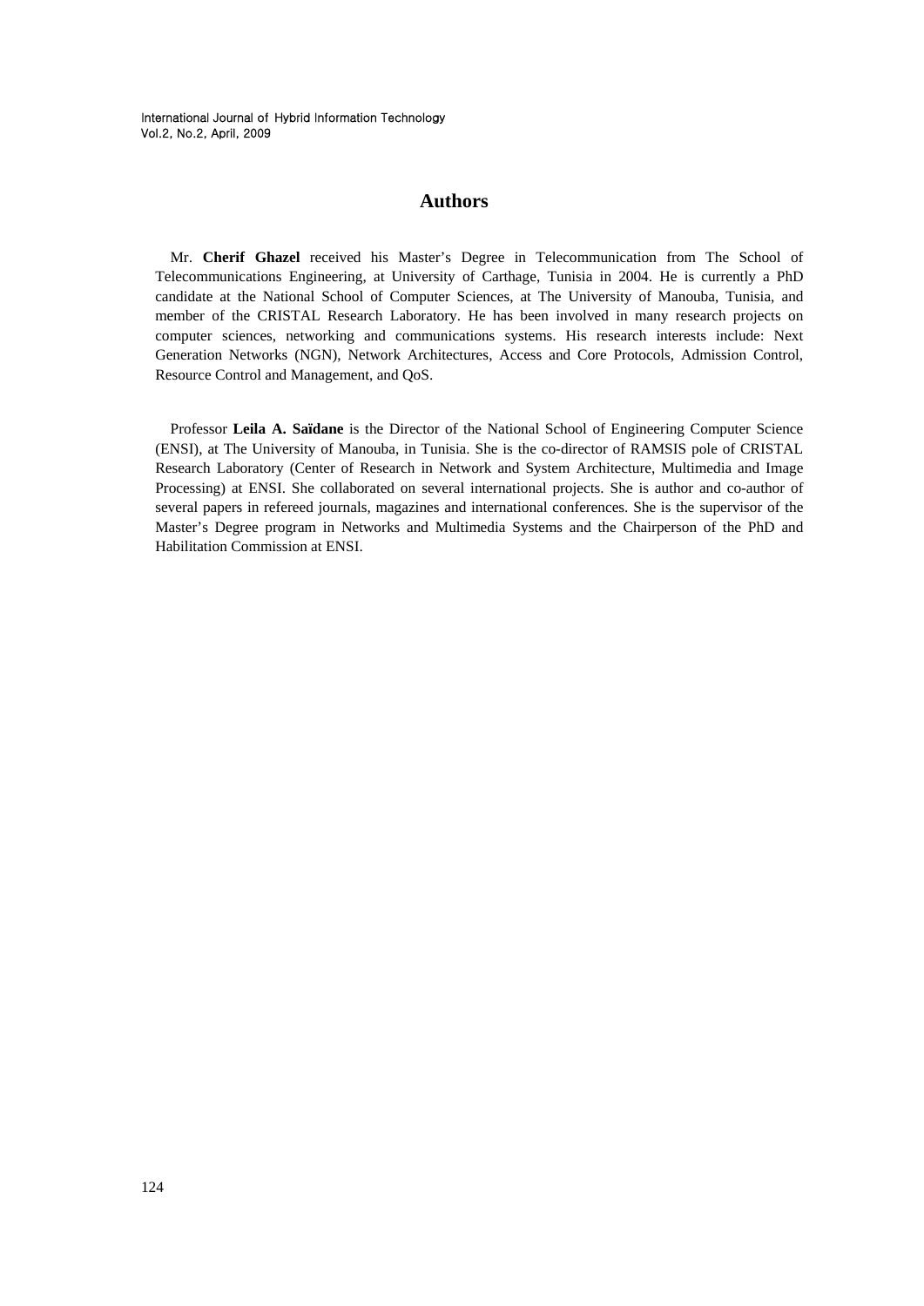## Authors

Mr. **Cherif Ghazel** received his Master's Degree in Telecommunication from The School of Telecommunications Engineering, at University of Carthage, Tunisia in 2004. He is currently a PhD candidate at the National School of Computer Sciences, at The University of Manouba, Tunisia, and member of the CRISTAL Research Laboratory. He has been involved in many research projects on computer sciences, networking and communications systems. His research interests include: Next Generation Networks (NGN), Network Architectures, Access and Core Protocols, Admission Control, Resource Control and Management, and QoS.

Professor **Leila A. Saïdane** is the Director of the National School of Engineering Computer Science (ENSI), at The University of Manouba, in Tunisia. She is the co-director of RAMSIS pole of CRISTAL Research Laboratory (Center of Research in Network and System Architecture, Multimedia and Image Processing) at ENSI. She collaborated on several international projects. She is author and co-author of several papers in refereed journals, magazines and international conferences. She is the supervisor of the Master's Degree program in Networks and Multimedia Systems and the Chairperson of the PhD and Habilitation Commission at ENSI.